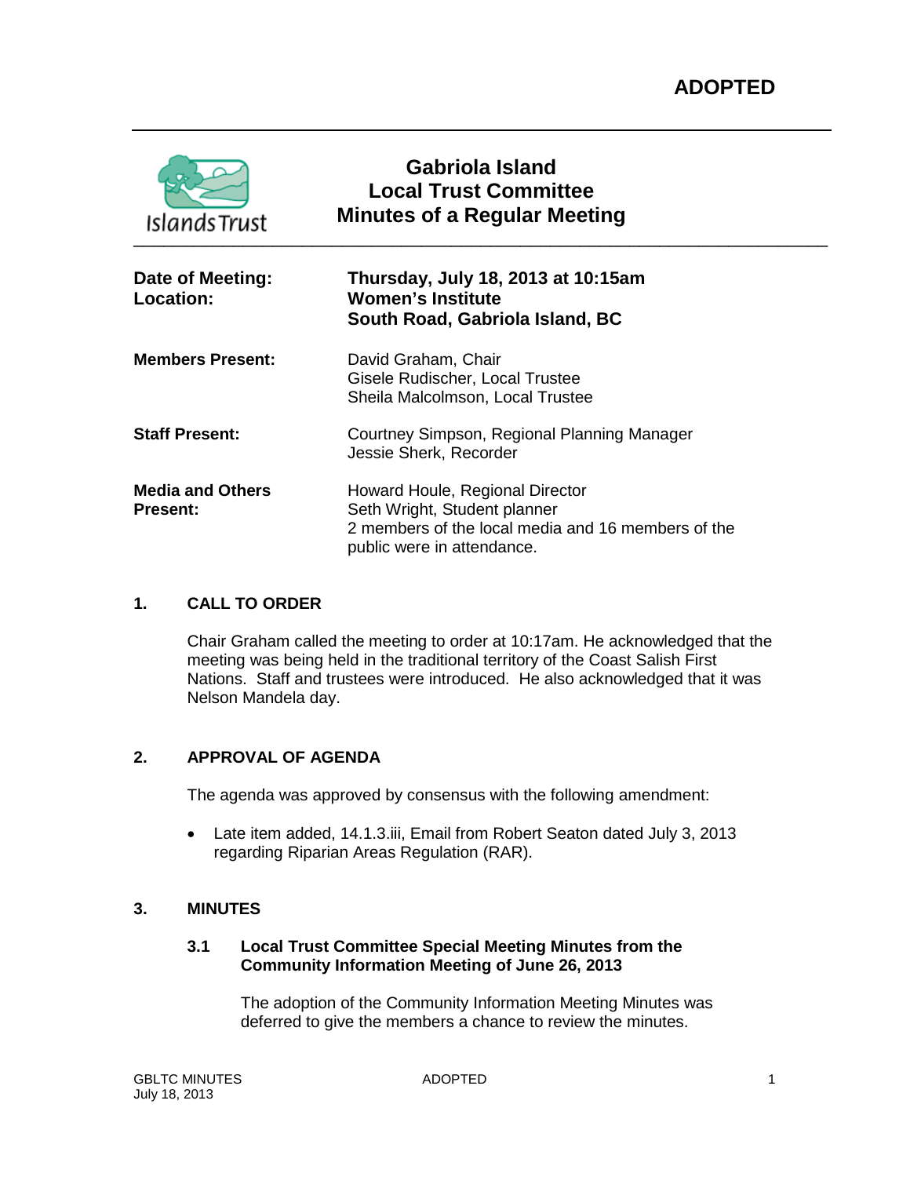**ADOPTED**

# Gabriola Island Local Trust Committee Minutes of a Regular Meeting

| | |
|---|---|
| **Date of Meeting:** | **Thursday, July 18, 2013 at 10:15am** |
| **Location:** | **Women's Institute South Road, Gabriola Island, BC** |
| **Members Present:** | David Graham, Chair<br>Gisele Rudischer, Local Trustee<br>Sheila Malcolmson, Local Trustee |
| **Staff Present:** | Courtney Simpson, Regional Planning Manager<br>Jessie Sherk, Recorder |
| **Media and Others Present:** | Howard Houle, Regional Director<br>Seth Wright, Student planner<br>2 members of the local media and 16 members of the public were in attendance. |

## 1. CALL TO ORDER

Chair Graham called the meeting to order at 10:17am. He acknowledged that the meeting was being held in the traditional territory of the Coast Salish First Nations. Staff and trustees were introduced. He also acknowledged that it was Nelson Mandela day.

## 2. APPROVAL OF AGENDA

The agenda was approved by consensus with the following amendment:

- Late item added, 14.1.3.iii, Email from Robert Seaton dated July 3, 2013 regarding Riparian Areas Regulation (RAR).

## 3. MINUTES

### 3.1 Local Trust Committee Special Meeting Minutes from the Community Information Meeting of June 26, 2013

The adoption of the Community Information Meeting Minutes was deferred to give the members a chance to review the minutes.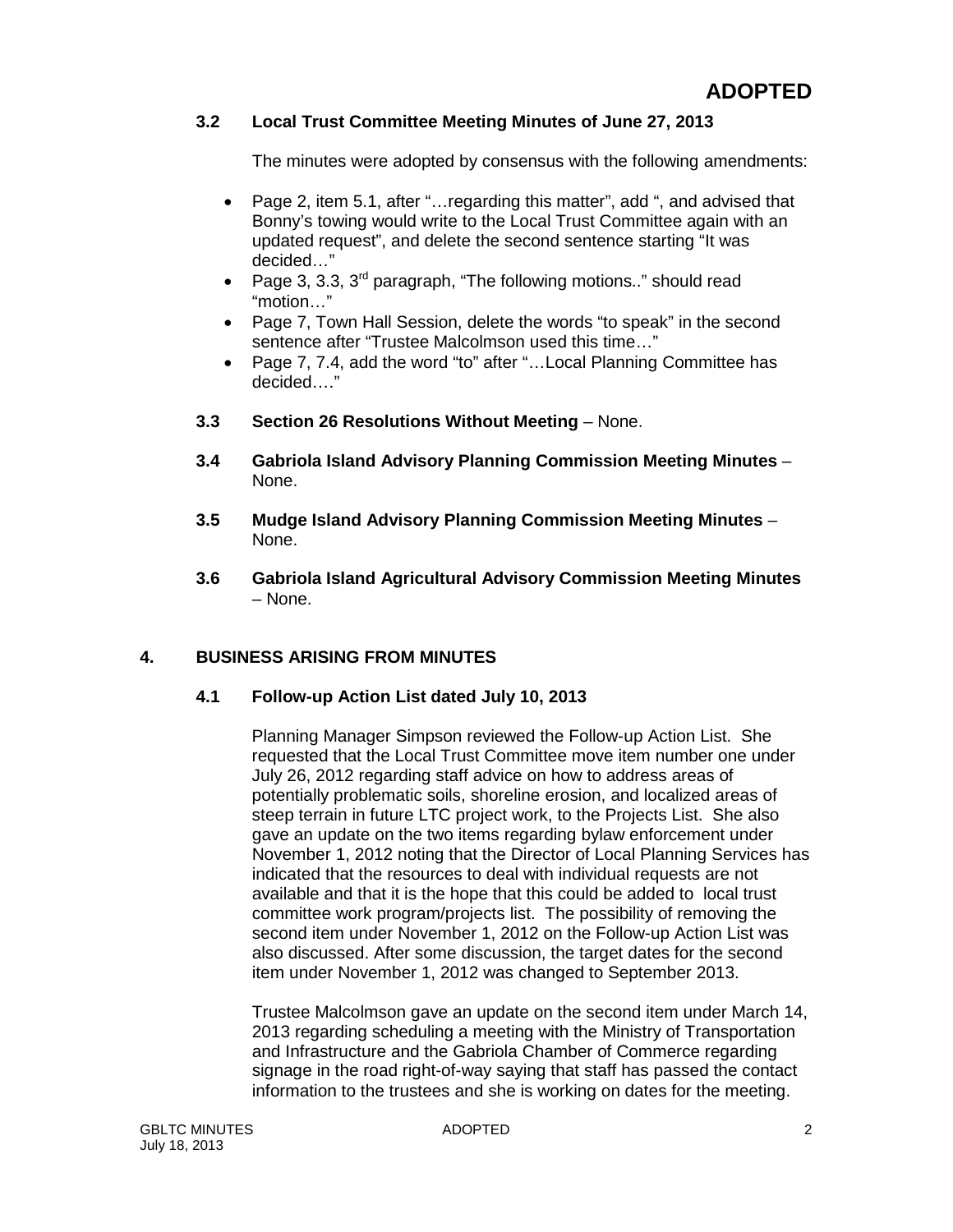**ADOPTED**

### 3.2 Local Trust Committee Meeting Minutes of June 27, 2013

The minutes were adopted by consensus with the following amendments:

- Page 2, item 5.1, after "…regarding this matter", add ", and advised that Bonny's towing would write to the Local Trust Committee again with an updated request", and delete the second sentence starting "It was decided…"
- Page 3, 3.3, 3rd paragraph, "The following motions.." should read "motion…"
- Page 7, Town Hall Session, delete the words "to speak" in the second sentence after "Trustee Malcolmson used this time…"
- Page 7, 7.4, add the word "to" after "…Local Planning Committee has decided…."

### 3.3 Section 26 Resolutions Without Meeting – None.

### 3.4 Gabriola Island Advisory Planning Commission Meeting Minutes – None.

### 3.5 Mudge Island Advisory Planning Commission Meeting Minutes – None.

### 3.6 Gabriola Island Agricultural Advisory Commission Meeting Minutes – None.

## 4. BUSINESS ARISING FROM MINUTES

### 4.1 Follow-up Action List dated July 10, 2013

Planning Manager Simpson reviewed the Follow-up Action List. She requested that the Local Trust Committee move item number one under July 26, 2012 regarding staff advice on how to address areas of potentially problematic soils, shoreline erosion, and localized areas of steep terrain in future LTC project work, to the Projects List. She also gave an update on the two items regarding bylaw enforcement under November 1, 2012 noting that the Director of Local Planning Services has indicated that the resources to deal with individual requests are not available and that it is the hope that this could be added to local trust committee work program/projects list. The possibility of removing the second item under November 1, 2012 on the Follow-up Action List was also discussed. After some discussion, the target dates for the second item under November 1, 2012 was changed to September 2013.

Trustee Malcolmson gave an update on the second item under March 14, 2013 regarding scheduling a meeting with the Ministry of Transportation and Infrastructure and the Gabriola Chamber of Commerce regarding signage in the road right-of-way saying that staff has passed the contact information to the trustees and she is working on dates for the meeting.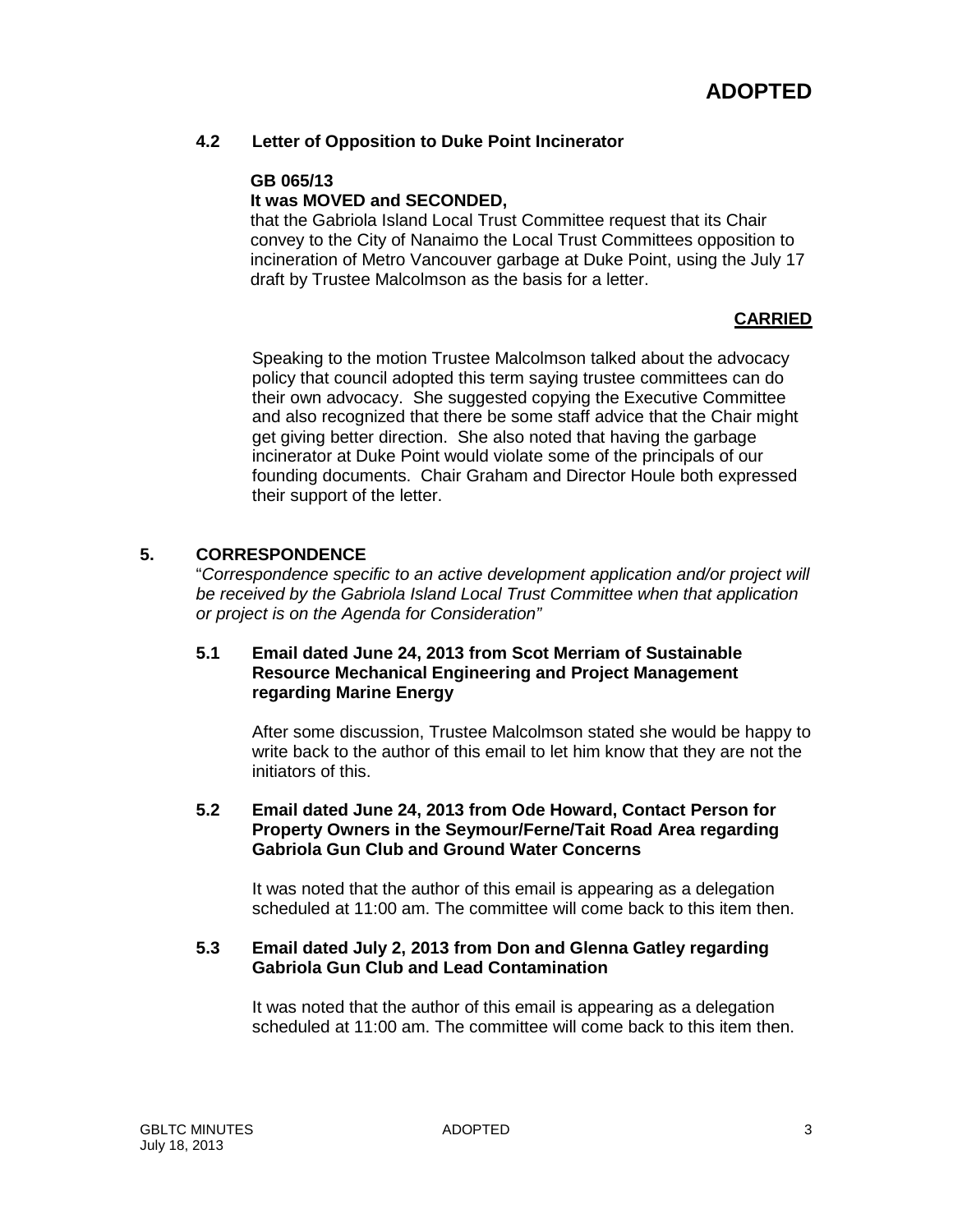**ADOPTED**

### 4.2 Letter of Opposition to Duke Point Incinerator

**GB 065/13**
**It was MOVED and SECONDED,**
that the Gabriola Island Local Trust Committee request that its Chair convey to the City of Nanaimo the Local Trust Committees opposition to incineration of Metro Vancouver garbage at Duke Point, using the July 17 draft by Trustee Malcolmson as the basis for a letter.

**CARRIED**

Speaking to the motion Trustee Malcolmson talked about the advocacy policy that council adopted this term saying trustee committees can do their own advocacy. She suggested copying the Executive Committee and also recognized that there be some staff advice that the Chair might get giving better direction. She also noted that having the garbage incinerator at Duke Point would violate some of the principals of our founding documents. Chair Graham and Director Houle both expressed their support of the letter.

## 5. CORRESPONDENCE

"*Correspondence specific to an active development application and/or project will be received by the Gabriola Island Local Trust Committee when that application or project is on the Agenda for Consideration"*

### 5.1 Email dated June 24, 2013 from Scot Merriam of Sustainable Resource Mechanical Engineering and Project Management regarding Marine Energy

After some discussion, Trustee Malcolmson stated she would be happy to write back to the author of this email to let him know that they are not the initiators of this.

### 5.2 Email dated June 24, 2013 from Ode Howard, Contact Person for Property Owners in the Seymour/Ferne/Tait Road Area regarding Gabriola Gun Club and Ground Water Concerns

It was noted that the author of this email is appearing as a delegation scheduled at 11:00 am. The committee will come back to this item then.

### 5.3 Email dated July 2, 2013 from Don and Glenna Gatley regarding Gabriola Gun Club and Lead Contamination

It was noted that the author of this email is appearing as a delegation scheduled at 11:00 am. The committee will come back to this item then.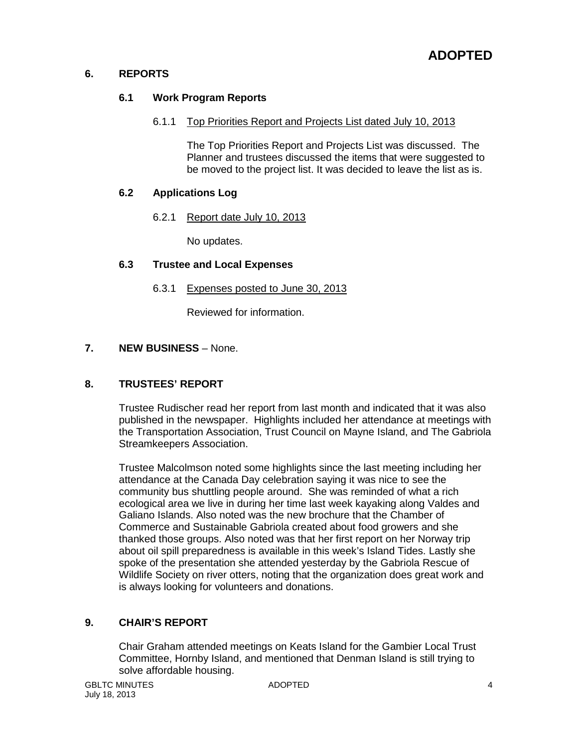**ADOPTED**

## 6. REPORTS

### 6.1 Work Program Reports

6.1.1 Top Priorities Report and Projects List dated July 10, 2013

The Top Priorities Report and Projects List was discussed. The Planner and trustees discussed the items that were suggested to be moved to the project list. It was decided to leave the list as is.

### 6.2 Applications Log

6.2.1 Report date July 10, 2013

No updates.

### 6.3 Trustee and Local Expenses

6.3.1 Expenses posted to June 30, 2013

Reviewed for information.

## 7. NEW BUSINESS – None.

## 8. TRUSTEES' REPORT

Trustee Rudischer read her report from last month and indicated that it was also published in the newspaper. Highlights included her attendance at meetings with the Transportation Association, Trust Council on Mayne Island, and The Gabriola Streamkeepers Association.

Trustee Malcolmson noted some highlights since the last meeting including her attendance at the Canada Day celebration saying it was nice to see the community bus shuttling people around. She was reminded of what a rich ecological area we live in during her time last week kayaking along Valdes and Galiano Islands. Also noted was the new brochure that the Chamber of Commerce and Sustainable Gabriola created about food growers and she thanked those groups. Also noted was that her first report on her Norway trip about oil spill preparedness is available in this week's Island Tides. Lastly she spoke of the presentation she attended yesterday by the Gabriola Rescue of Wildlife Society on river otters, noting that the organization does great work and is always looking for volunteers and donations.

## 9. CHAIR'S REPORT

Chair Graham attended meetings on Keats Island for the Gambier Local Trust Committee, Hornby Island, and mentioned that Denman Island is still trying to solve affordable housing.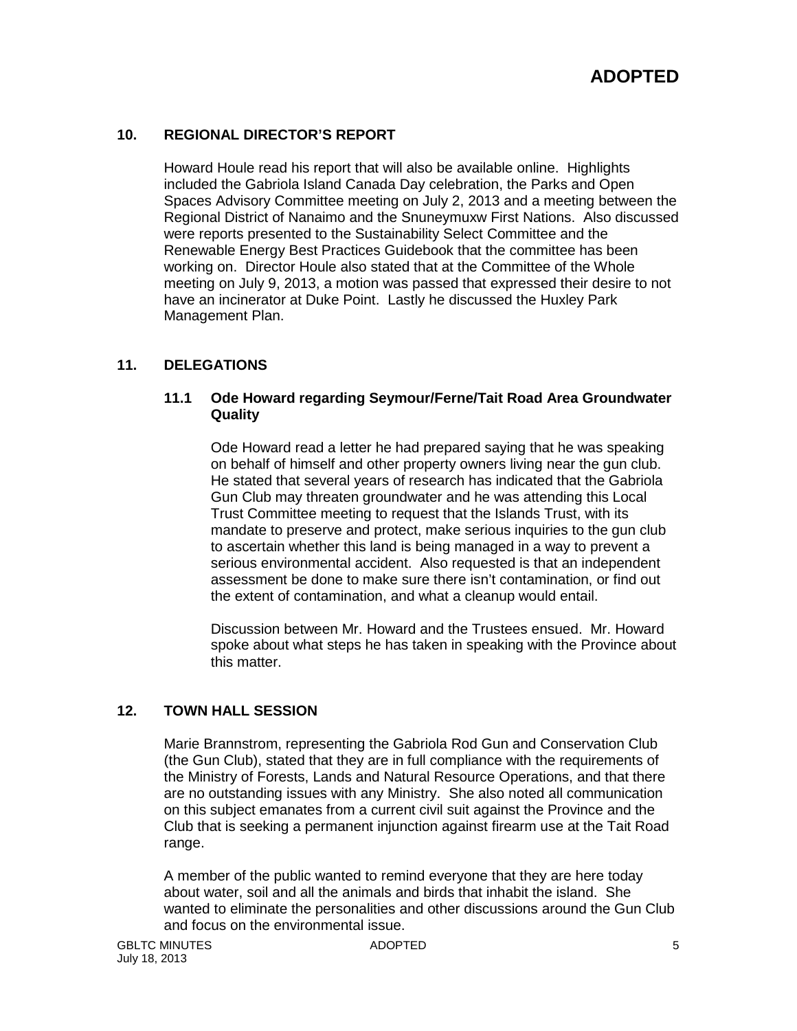## 10. REGIONAL DIRECTOR'S REPORT

Howard Houle read his report that will also be available online. Highlights included the Gabriola Island Canada Day celebration, the Parks and Open Spaces Advisory Committee meeting on July 2, 2013 and a meeting between the Regional District of Nanaimo and the Snuneymuxw First Nations. Also discussed were reports presented to the Sustainability Select Committee and the Renewable Energy Best Practices Guidebook that the committee has been working on. Director Houle also stated that at the Committee of the Whole meeting on July 9, 2013, a motion was passed that expressed their desire to not have an incinerator at Duke Point. Lastly he discussed the Huxley Park Management Plan.

## 11. DELEGATIONS

### 11.1 Ode Howard regarding Seymour/Ferne/Tait Road Area Groundwater Quality

Ode Howard read a letter he had prepared saying that he was speaking on behalf of himself and other property owners living near the gun club. He stated that several years of research has indicated that the Gabriola Gun Club may threaten groundwater and he was attending this Local Trust Committee meeting to request that the Islands Trust, with its mandate to preserve and protect, make serious inquiries to the gun club to ascertain whether this land is being managed in a way to prevent a serious environmental accident. Also requested is that an independent assessment be done to make sure there isn't contamination, or find out the extent of contamination, and what a cleanup would entail.

Discussion between Mr. Howard and the Trustees ensued. Mr. Howard spoke about what steps he has taken in speaking with the Province about this matter.

## 12. TOWN HALL SESSION

Marie Brannstrom, representing the Gabriola Rod Gun and Conservation Club (the Gun Club), stated that they are in full compliance with the requirements of the Ministry of Forests, Lands and Natural Resource Operations, and that there are no outstanding issues with any Ministry. She also noted all communication on this subject emanates from a current civil suit against the Province and the Club that is seeking a permanent injunction against firearm use at the Tait Road range.

A member of the public wanted to remind everyone that they are here today about water, soil and all the animals and birds that inhabit the island. She wanted to eliminate the personalities and other discussions around the Gun Club and focus on the environmental issue.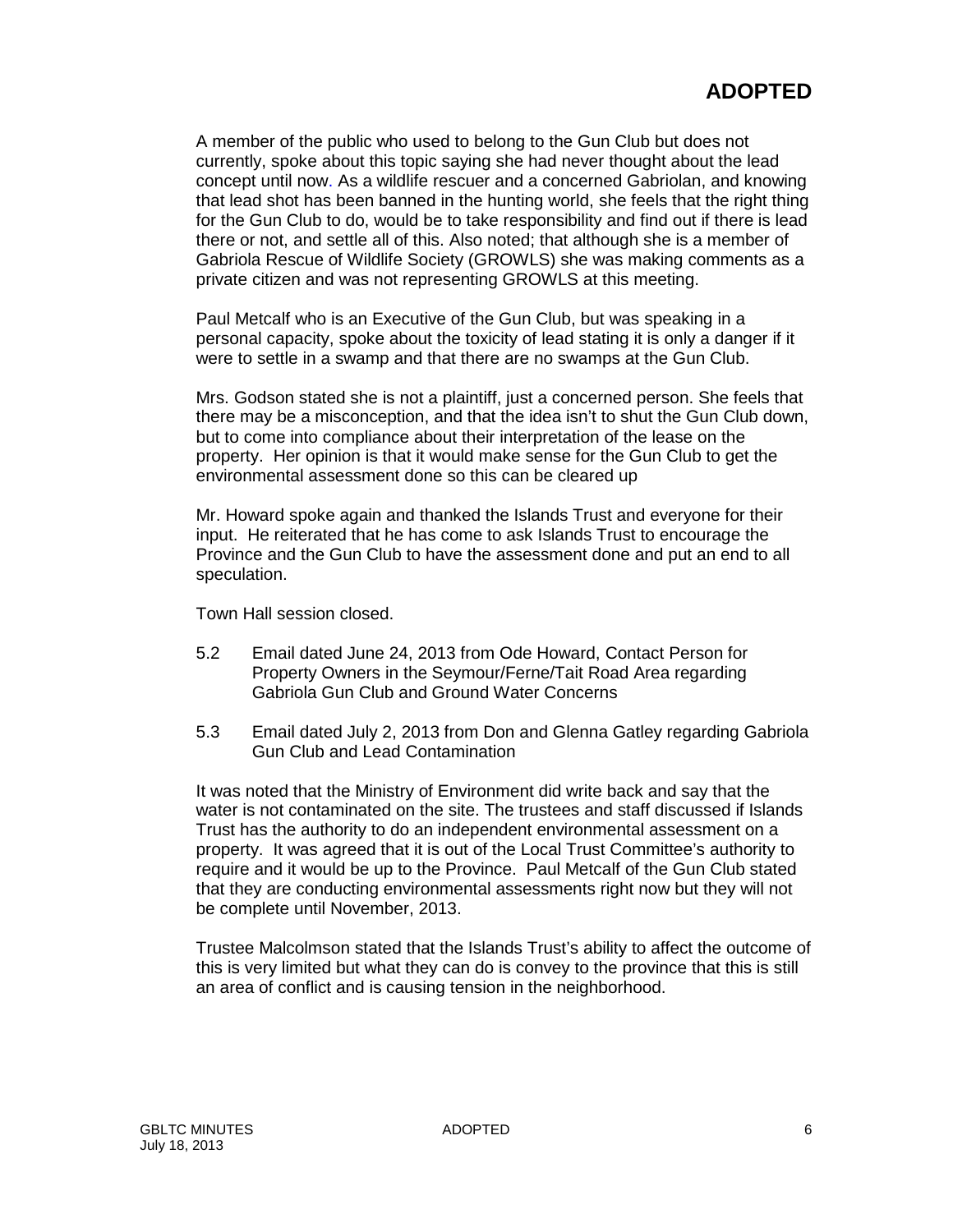A member of the public who used to belong to the Gun Club but does not currently, spoke about this topic saying she had never thought about the lead concept until now. As a wildlife rescuer and a concerned Gabriolan, and knowing that lead shot has been banned in the hunting world, she feels that the right thing for the Gun Club to do, would be to take responsibility and find out if there is lead there or not, and settle all of this. Also noted; that although she is a member of Gabriola Rescue of Wildlife Society (GROWLS) she was making comments as a private citizen and was not representing GROWLS at this meeting.

Paul Metcalf who is an Executive of the Gun Club, but was speaking in a personal capacity, spoke about the toxicity of lead stating it is only a danger if it were to settle in a swamp and that there are no swamps at the Gun Club.

Mrs. Godson stated she is not a plaintiff, just a concerned person. She feels that there may be a misconception, and that the idea isn't to shut the Gun Club down, but to come into compliance about their interpretation of the lease on the property. Her opinion is that it would make sense for the Gun Club to get the environmental assessment done so this can be cleared up

Mr. Howard spoke again and thanked the Islands Trust and everyone for their input. He reiterated that he has come to ask Islands Trust to encourage the Province and the Gun Club to have the assessment done and put an end to all speculation.

Town Hall session closed.

5.2 Email dated June 24, 2013 from Ode Howard, Contact Person for Property Owners in the Seymour/Ferne/Tait Road Area regarding Gabriola Gun Club and Ground Water Concerns

5.3 Email dated July 2, 2013 from Don and Glenna Gatley regarding Gabriola Gun Club and Lead Contamination

It was noted that the Ministry of Environment did write back and say that the water is not contaminated on the site. The trustees and staff discussed if Islands Trust has the authority to do an independent environmental assessment on a property. It was agreed that it is out of the Local Trust Committee's authority to require and it would be up to the Province. Paul Metcalf of the Gun Club stated that they are conducting environmental assessments right now but they will not be complete until November, 2013.

Trustee Malcolmson stated that the Islands Trust's ability to affect the outcome of this is very limited but what they can do is convey to the province that this is still an area of conflict and is causing tension in the neighborhood.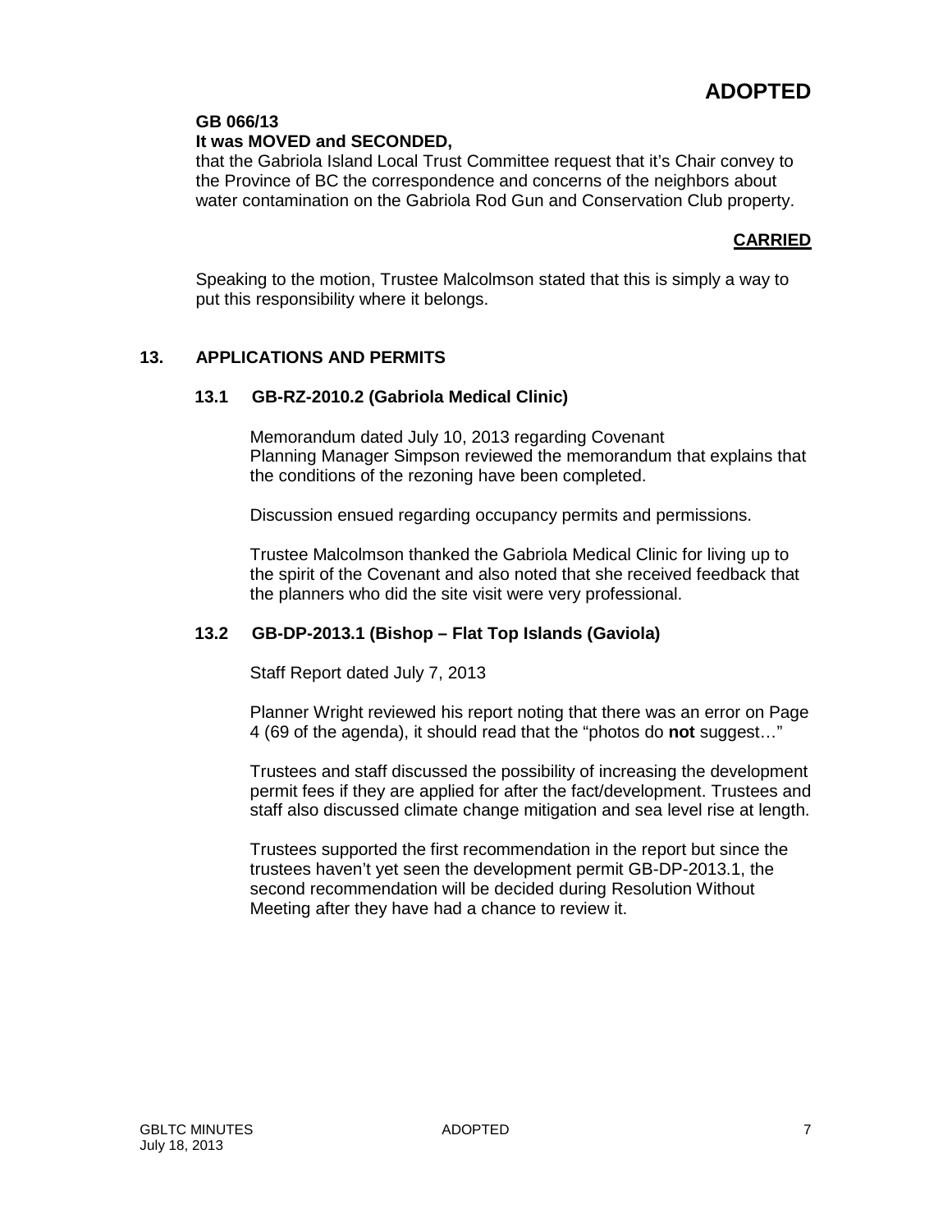**ADOPTED**

**GB 066/13**
**It was MOVED and SECONDED,**
that the Gabriola Island Local Trust Committee request that it's Chair convey to the Province of BC the correspondence and concerns of the neighbors about water contamination on the Gabriola Rod Gun and Conservation Club property.

**CARRIED**

Speaking to the motion, Trustee Malcolmson stated that this is simply a way to put this responsibility where it belongs.

## 13. APPLICATIONS AND PERMITS

### 13.1 GB-RZ-2010.2 (Gabriola Medical Clinic)

Memorandum dated July 10, 2013 regarding Covenant
Planning Manager Simpson reviewed the memorandum that explains that the conditions of the rezoning have been completed.

Discussion ensued regarding occupancy permits and permissions.

Trustee Malcolmson thanked the Gabriola Medical Clinic for living up to the spirit of the Covenant and also noted that she received feedback that the planners who did the site visit were very professional.

### 13.2 GB-DP-2013.1 (Bishop – Flat Top Islands (Gaviola)

Staff Report dated July 7, 2013

Planner Wright reviewed his report noting that there was an error on Page 4 (69 of the agenda), it should read that the "photos do **not** suggest…"

Trustees and staff discussed the possibility of increasing the development permit fees if they are applied for after the fact/development. Trustees and staff also discussed climate change mitigation and sea level rise at length.

Trustees supported the first recommendation in the report but since the trustees haven't yet seen the development permit GB-DP-2013.1, the second recommendation will be decided during Resolution Without Meeting after they have had a chance to review it.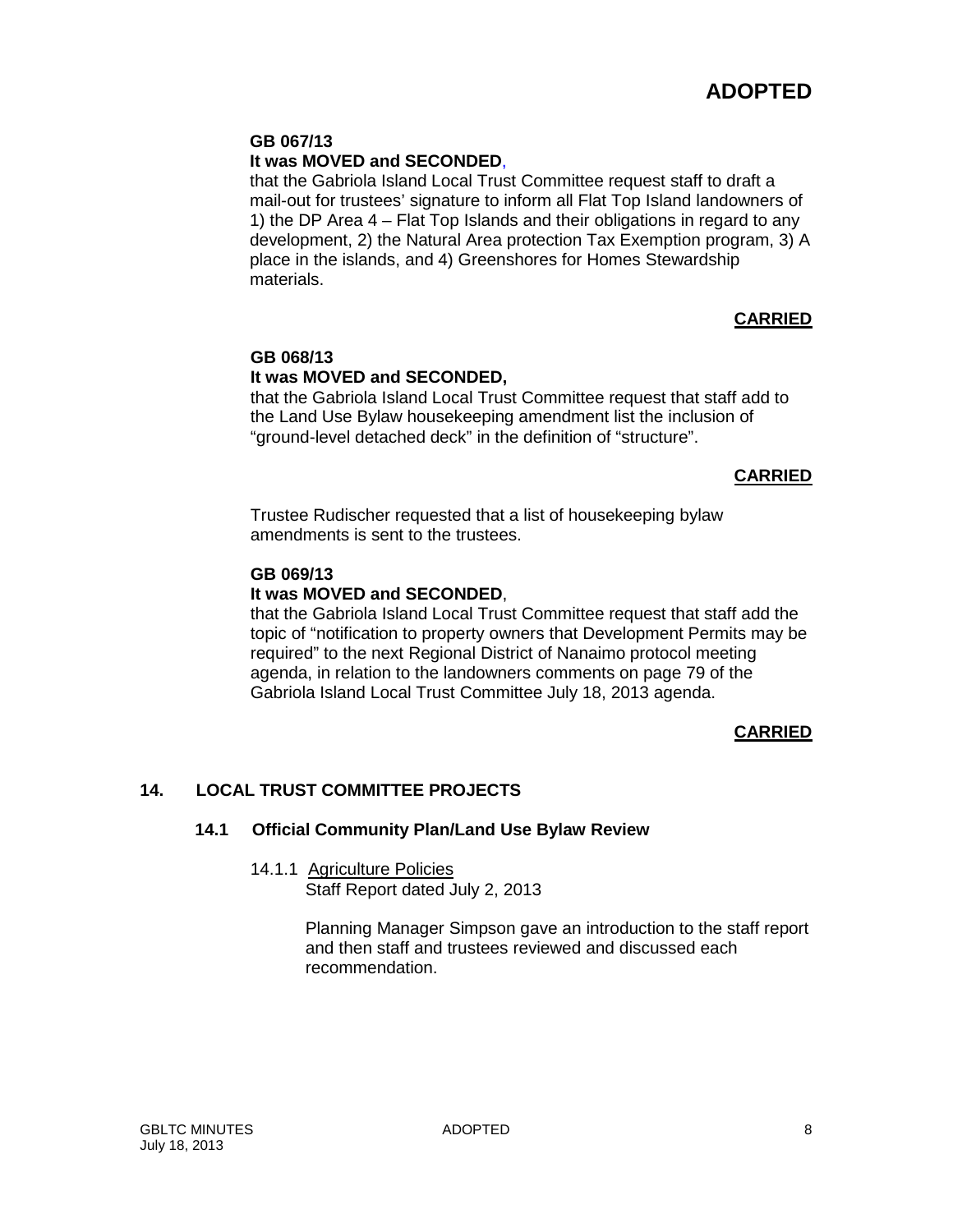**ADOPTED**

**GB 067/13**
**It was MOVED and SECONDED**,
that the Gabriola Island Local Trust Committee request staff to draft a mail-out for trustees' signature to inform all Flat Top Island landowners of 1) the DP Area 4 – Flat Top Islands and their obligations in regard to any development, 2) the Natural Area protection Tax Exemption program, 3) A place in the islands, and 4) Greenshores for Homes Stewardship materials.

**CARRIED**

**GB 068/13**
**It was MOVED and SECONDED,**
that the Gabriola Island Local Trust Committee request that staff add to the Land Use Bylaw housekeeping amendment list the inclusion of "ground-level detached deck" in the definition of "structure".

**CARRIED**

Trustee Rudischer requested that a list of housekeeping bylaw amendments is sent to the trustees.

**GB 069/13**
**It was MOVED and SECONDED**,
that the Gabriola Island Local Trust Committee request that staff add the topic of "notification to property owners that Development Permits may be required" to the next Regional District of Nanaimo protocol meeting agenda, in relation to the landowners comments on page 79 of the Gabriola Island Local Trust Committee July 18, 2013 agenda.

**CARRIED**

## 14. LOCAL TRUST COMMITTEE PROJECTS

### 14.1 Official Community Plan/Land Use Bylaw Review

14.1.1 Agriculture Policies
Staff Report dated July 2, 2013

Planning Manager Simpson gave an introduction to the staff report and then staff and trustees reviewed and discussed each recommendation.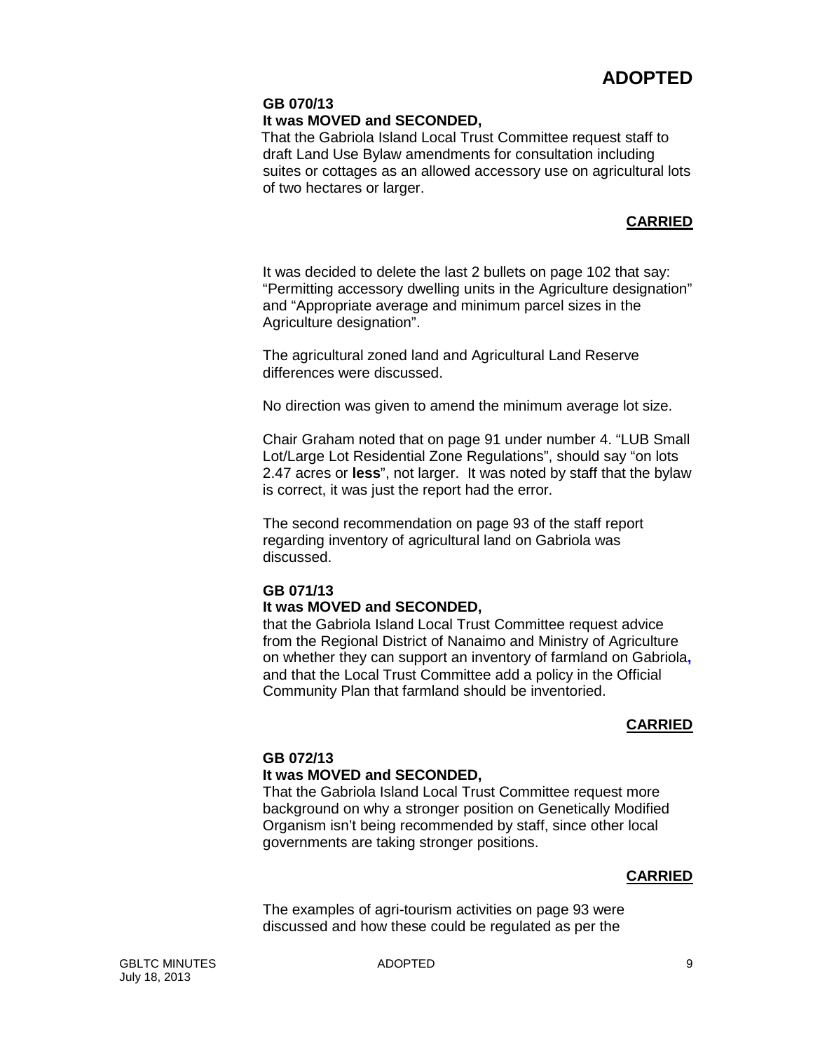**ADOPTED**

**GB 070/13**
**It was MOVED and SECONDED,**

That the Gabriola Island Local Trust Committee request staff to draft Land Use Bylaw amendments for consultation including suites or cottages as an allowed accessory use on agricultural lots of two hectares or larger.

**CARRIED**

It was decided to delete the last 2 bullets on page 102 that say: "Permitting accessory dwelling units in the Agriculture designation" and "Appropriate average and minimum parcel sizes in the Agriculture designation".

The agricultural zoned land and Agricultural Land Reserve differences were discussed.

No direction was given to amend the minimum average lot size.

Chair Graham noted that on page 91 under number 4. "LUB Small Lot/Large Lot Residential Zone Regulations", should say "on lots 2.47 acres or **less**", not larger. It was noted by staff that the bylaw is correct, it was just the report had the error.

The second recommendation on page 93 of the staff report regarding inventory of agricultural land on Gabriola was discussed.

**GB 071/13**
**It was MOVED and SECONDED,**

that the Gabriola Island Local Trust Committee request advice from the Regional District of Nanaimo and Ministry of Agriculture on whether they can support an inventory of farmland on Gabriola, and that the Local Trust Committee add a policy in the Official Community Plan that farmland should be inventoried.

**CARRIED**

**GB 072/13**
**It was MOVED and SECONDED,**

That the Gabriola Island Local Trust Committee request more background on why a stronger position on Genetically Modified Organism isn't being recommended by staff, since other local governments are taking stronger positions.

**CARRIED**

The examples of agri-tourism activities on page 93 were discussed and how these could be regulated as per the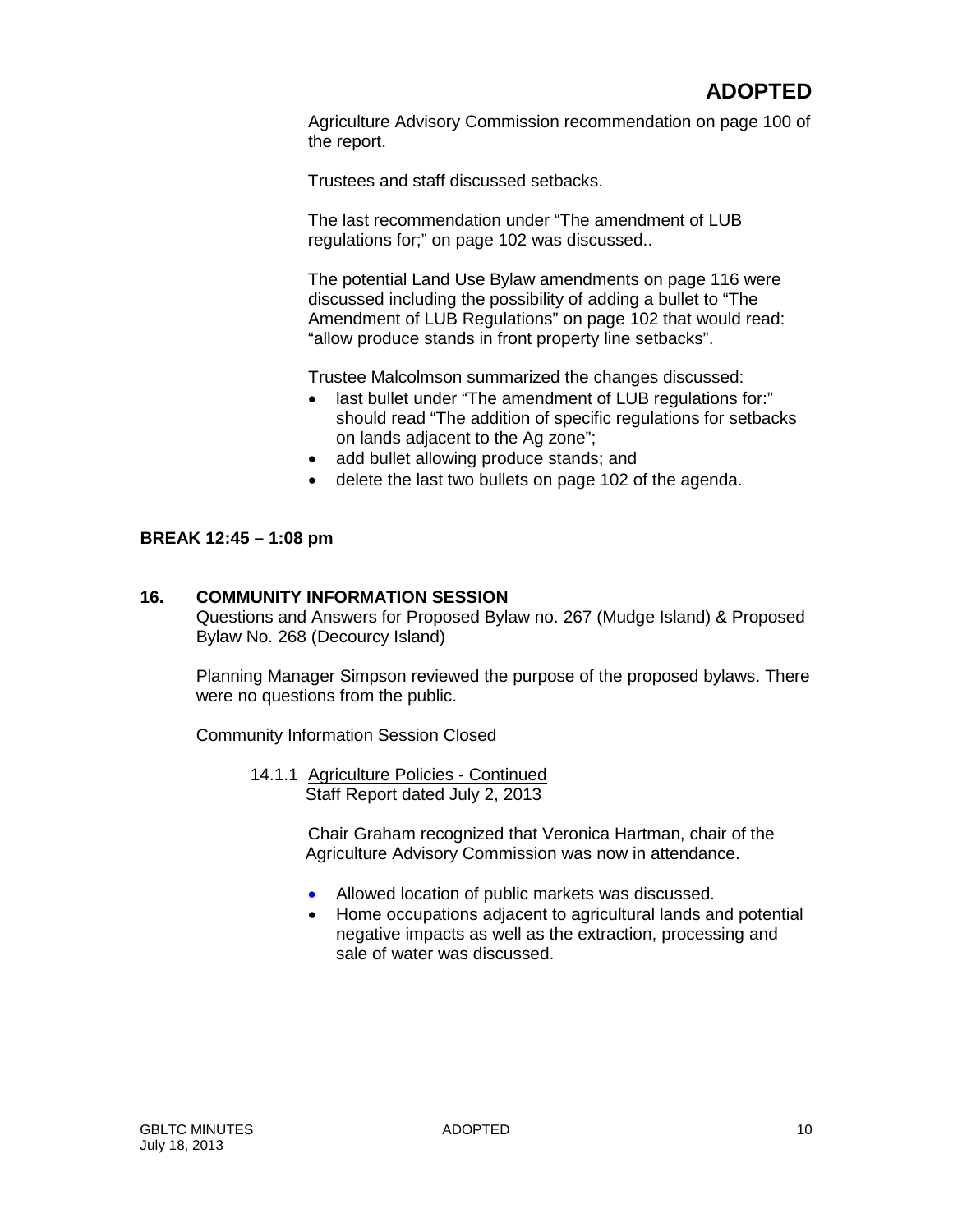Agriculture Advisory Commission recommendation on page 100 of the report.

Trustees and staff discussed setbacks.

The last recommendation under "The amendment of LUB regulations for;" on page 102 was discussed..

The potential Land Use Bylaw amendments on page 116 were discussed including the possibility of adding a bullet to "The Amendment of LUB Regulations" on page 102 that would read: "allow produce stands in front property line setbacks".

Trustee Malcolmson summarized the changes discussed:

- last bullet under "The amendment of LUB regulations for:" should read "The addition of specific regulations for setbacks on lands adjacent to the Ag zone";
- add bullet allowing produce stands; and
- delete the last two bullets on page 102 of the agenda.

**BREAK 12:45 – 1:08 pm**

## 16. COMMUNITY INFORMATION SESSION

Questions and Answers for Proposed Bylaw no. 267 (Mudge Island) & Proposed Bylaw No. 268 (Decourcy Island)

Planning Manager Simpson reviewed the purpose of the proposed bylaws. There were no questions from the public.

Community Information Session Closed

14.1.1 Agriculture Policies - Continued
Staff Report dated July 2, 2013

Chair Graham recognized that Veronica Hartman, chair of the Agriculture Advisory Commission was now in attendance.

- Allowed location of public markets was discussed.
- Home occupations adjacent to agricultural lands and potential negative impacts as well as the extraction, processing and sale of water was discussed.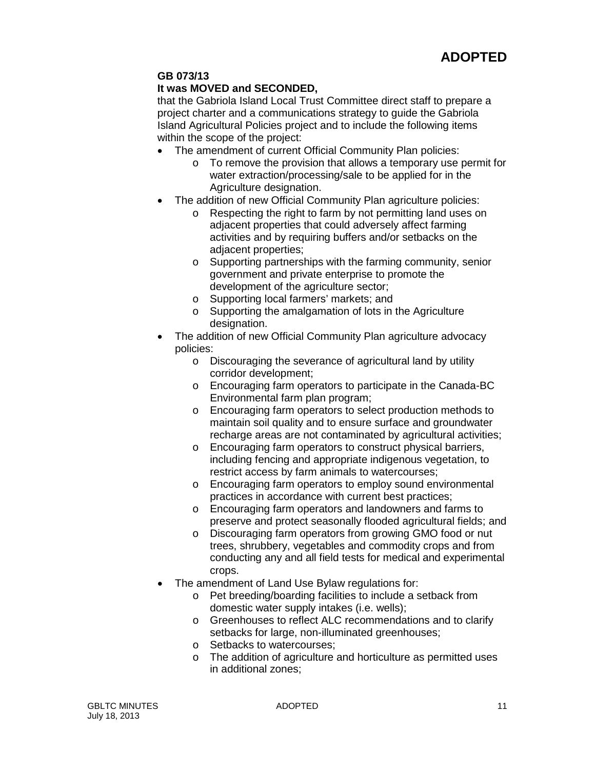**ADOPTED**

**GB 073/13**
**It was MOVED and SECONDED,**
that the Gabriola Island Local Trust Committee direct staff to prepare a project charter and a communications strategy to guide the Gabriola Island Agricultural Policies project and to include the following items within the scope of the project:

- The amendment of current Official Community Plan policies:
  - To remove the provision that allows a temporary use permit for water extraction/processing/sale to be applied for in the Agriculture designation.
- The addition of new Official Community Plan agriculture policies:
  - Respecting the right to farm by not permitting land uses on adjacent properties that could adversely affect farming activities and by requiring buffers and/or setbacks on the adjacent properties;
  - Supporting partnerships with the farming community, senior government and private enterprise to promote the development of the agriculture sector;
  - Supporting local farmers' markets; and
  - Supporting the amalgamation of lots in the Agriculture designation.
- The addition of new Official Community Plan agriculture advocacy policies:
  - Discouraging the severance of agricultural land by utility corridor development;
  - Encouraging farm operators to participate in the Canada-BC Environmental farm plan program;
  - Encouraging farm operators to select production methods to maintain soil quality and to ensure surface and groundwater recharge areas are not contaminated by agricultural activities;
  - Encouraging farm operators to construct physical barriers, including fencing and appropriate indigenous vegetation, to restrict access by farm animals to watercourses;
  - Encouraging farm operators to employ sound environmental practices in accordance with current best practices;
  - Encouraging farm operators and landowners and farms to preserve and protect seasonally flooded agricultural fields; and
  - Discouraging farm operators from growing GMO food or nut trees, shrubbery, vegetables and commodity crops and from conducting any and all field tests for medical and experimental crops.
- The amendment of Land Use Bylaw regulations for:
  - Pet breeding/boarding facilities to include a setback from domestic water supply intakes (i.e. wells);
  - Greenhouses to reflect ALC recommendations and to clarify setbacks for large, non-illuminated greenhouses;
  - Setbacks to watercourses;
  - The addition of agriculture and horticulture as permitted uses in additional zones;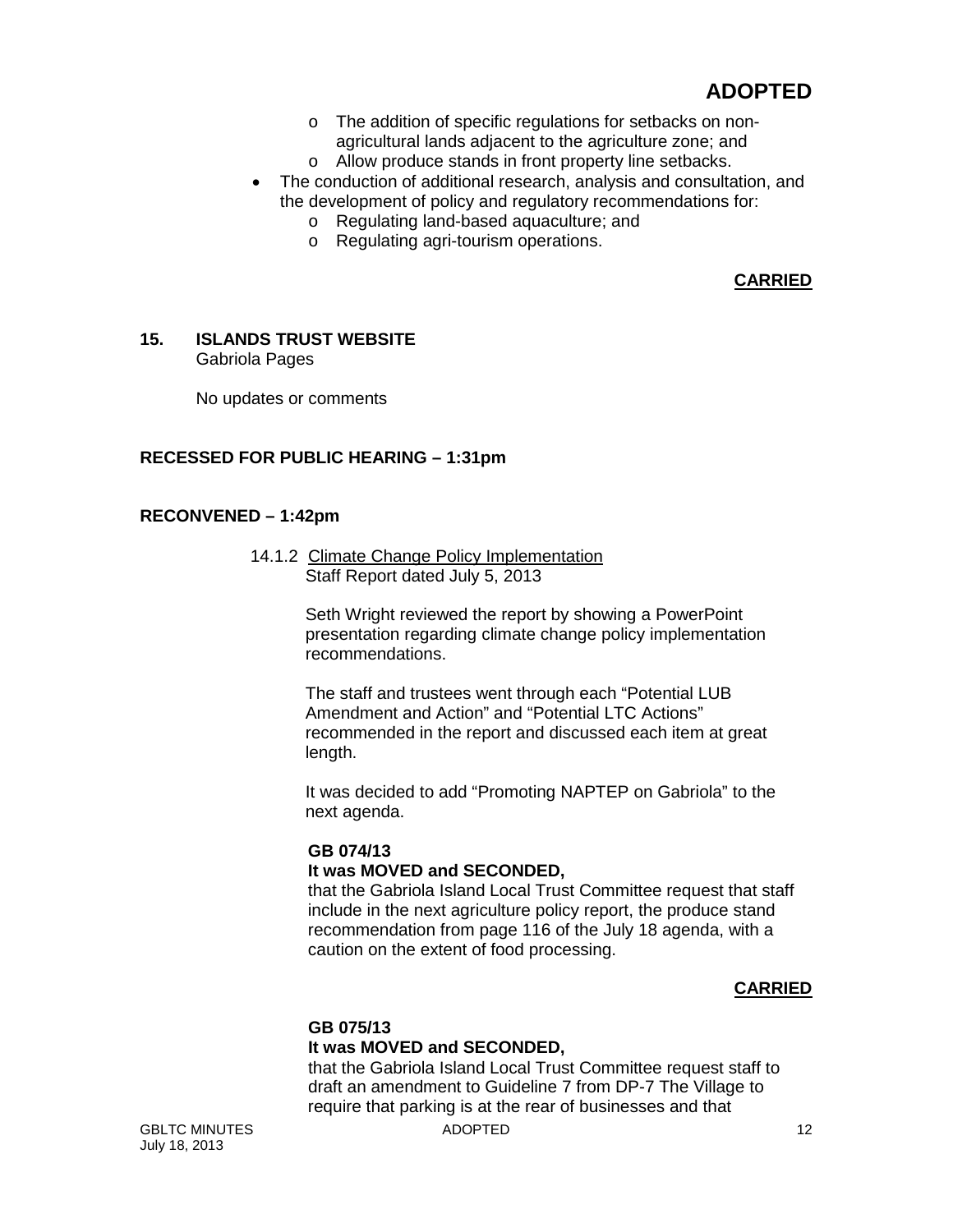**ADOPTED**

- The addition of specific regulations for setbacks on non-agricultural lands adjacent to the agriculture zone; and
- Allow produce stands in front property line setbacks.

- The conduction of additional research, analysis and consultation, and the development of policy and regulatory recommendations for:
  - Regulating land-based aquaculture; and
  - Regulating agri-tourism operations.

**CARRIED**

## 15. ISLANDS TRUST WEBSITE

Gabriola Pages

No updates or comments

**RECESSED FOR PUBLIC HEARING – 1:31pm**

**RECONVENED – 1:42pm**

14.1.2 Climate Change Policy Implementation
Staff Report dated July 5, 2013

Seth Wright reviewed the report by showing a PowerPoint presentation regarding climate change policy implementation recommendations.

The staff and trustees went through each "Potential LUB Amendment and Action" and "Potential LTC Actions" recommended in the report and discussed each item at great length.

It was decided to add "Promoting NAPTEP on Gabriola" to the next agenda.

**GB 074/13**
**It was MOVED and SECONDED,**
that the Gabriola Island Local Trust Committee request that staff include in the next agriculture policy report, the produce stand recommendation from page 116 of the July 18 agenda, with a caution on the extent of food processing.

**CARRIED**

**GB 075/13**
**It was MOVED and SECONDED,**
that the Gabriola Island Local Trust Committee request staff to draft an amendment to Guideline 7 from DP-7 The Village to require that parking is at the rear of businesses and that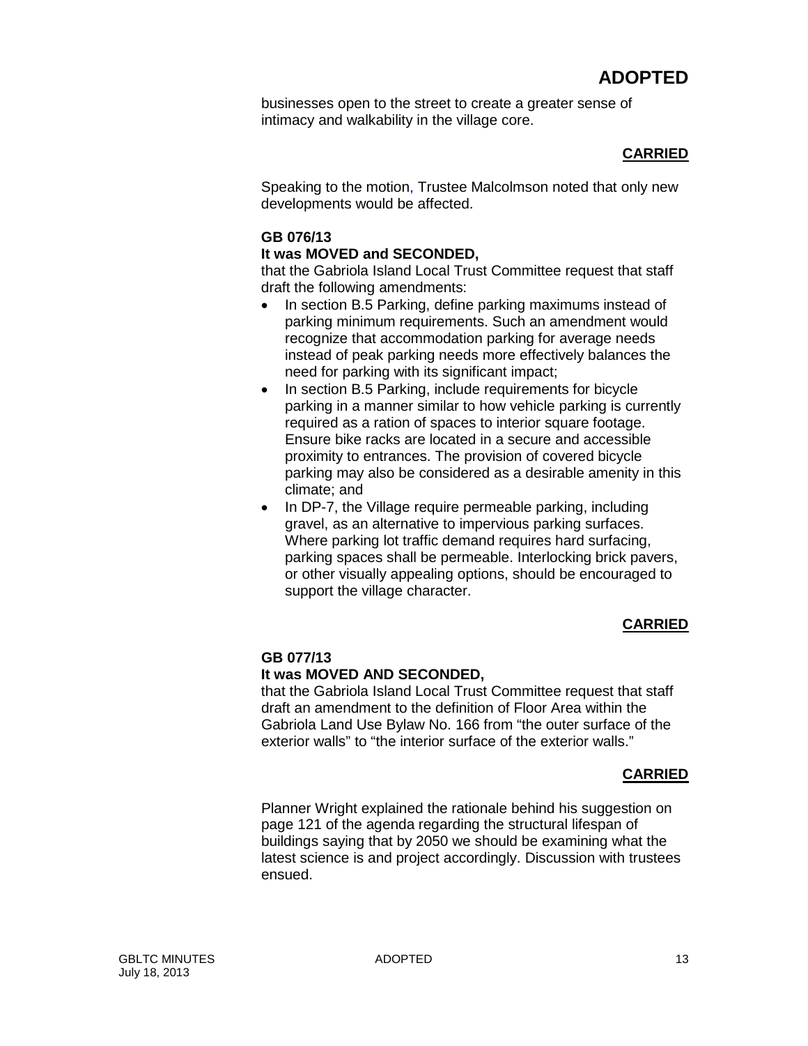businesses open to the street to create a greater sense of intimacy and walkability in the village core.

**CARRIED**

Speaking to the motion, Trustee Malcolmson noted that only new developments would be affected.

**GB 076/13**
**It was MOVED and SECONDED,**
that the Gabriola Island Local Trust Committee request that staff draft the following amendments:

- In section B.5 Parking, define parking maximums instead of parking minimum requirements. Such an amendment would recognize that accommodation parking for average needs instead of peak parking needs more effectively balances the need for parking with its significant impact;
- In section B.5 Parking, include requirements for bicycle parking in a manner similar to how vehicle parking is currently required as a ration of spaces to interior square footage. Ensure bike racks are located in a secure and accessible proximity to entrances. The provision of covered bicycle parking may also be considered as a desirable amenity in this climate; and
- In DP-7, the Village require permeable parking, including gravel, as an alternative to impervious parking surfaces. Where parking lot traffic demand requires hard surfacing, parking spaces shall be permeable. Interlocking brick pavers, or other visually appealing options, should be encouraged to support the village character.

**CARRIED**

**GB 077/13**
**It was MOVED AND SECONDED,**
that the Gabriola Island Local Trust Committee request that staff draft an amendment to the definition of Floor Area within the Gabriola Land Use Bylaw No. 166 from "the outer surface of the exterior walls" to "the interior surface of the exterior walls."

**CARRIED**

Planner Wright explained the rationale behind his suggestion on page 121 of the agenda regarding the structural lifespan of buildings saying that by 2050 we should be examining what the latest science is and project accordingly. Discussion with trustees ensued.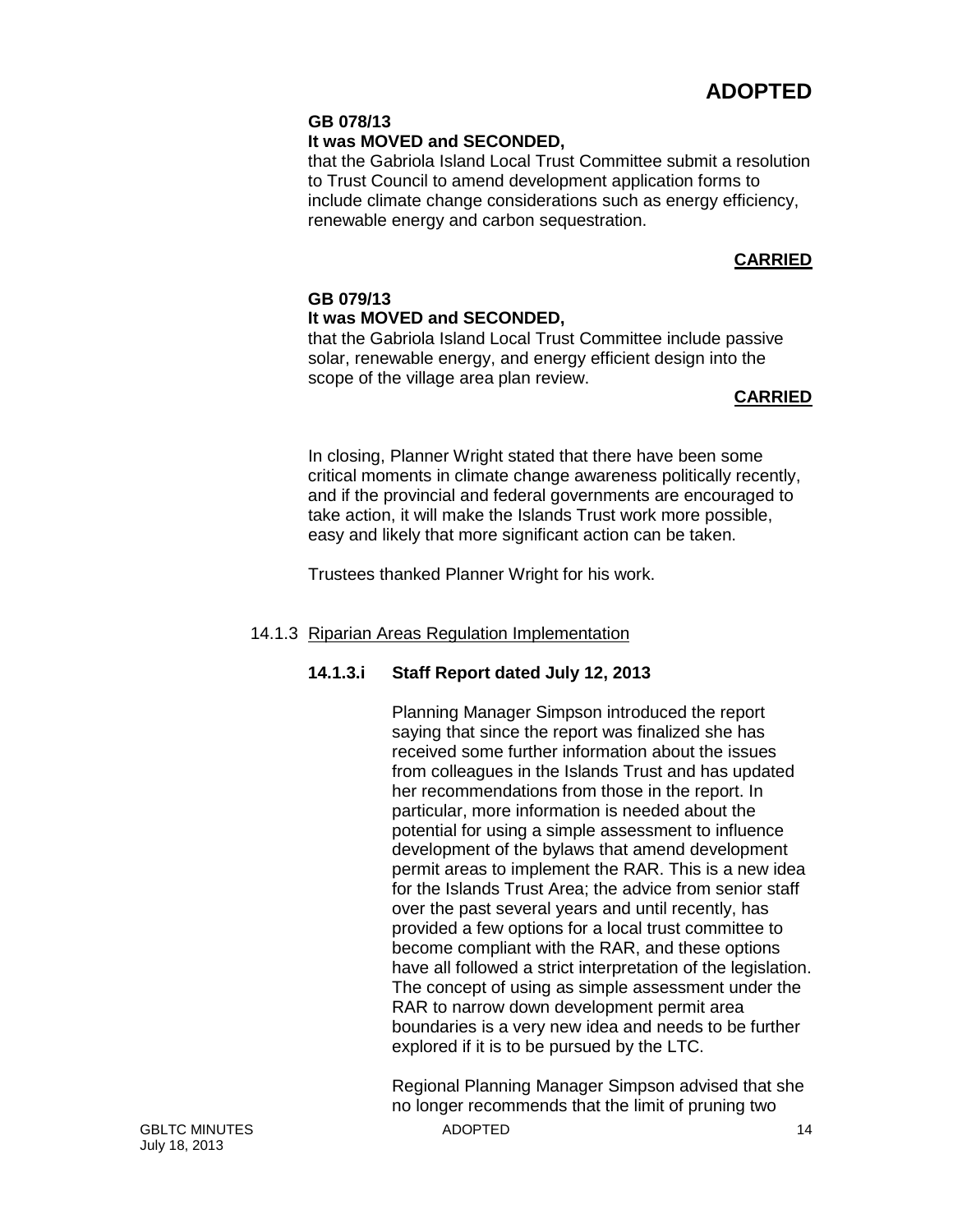# ADOPTED

**GB 078/13**
**It was MOVED and SECONDED,**

that the Gabriola Island Local Trust Committee submit a resolution to Trust Council to amend development application forms to include climate change considerations such as energy efficiency, renewable energy and carbon sequestration.

**CARRIED**

**GB 079/13**
**It was MOVED and SECONDED,**

that the Gabriola Island Local Trust Committee include passive solar, renewable energy, and energy efficient design into the scope of the village area plan review.

**CARRIED**

In closing, Planner Wright stated that there have been some critical moments in climate change awareness politically recently, and if the provincial and federal governments are encouraged to take action, it will make the Islands Trust work more possible, easy and likely that more significant action can be taken.

Trustees thanked Planner Wright for his work.

14.1.3 Riparian Areas Regulation Implementation

**14.1.3.i Staff Report dated July 12, 2013**

Planning Manager Simpson introduced the report saying that since the report was finalized she has received some further information about the issues from colleagues in the Islands Trust and has updated her recommendations from those in the report. In particular, more information is needed about the potential for using a simple assessment to influence development of the bylaws that amend development permit areas to implement the RAR. This is a new idea for the Islands Trust Area; the advice from senior staff over the past several years and until recently, has provided a few options for a local trust committee to become compliant with the RAR, and these options have all followed a strict interpretation of the legislation. The concept of using as simple assessment under the RAR to narrow down development permit area boundaries is a very new idea and needs to be further explored if it is to be pursued by the LTC.

Regional Planning Manager Simpson advised that she no longer recommends that the limit of pruning two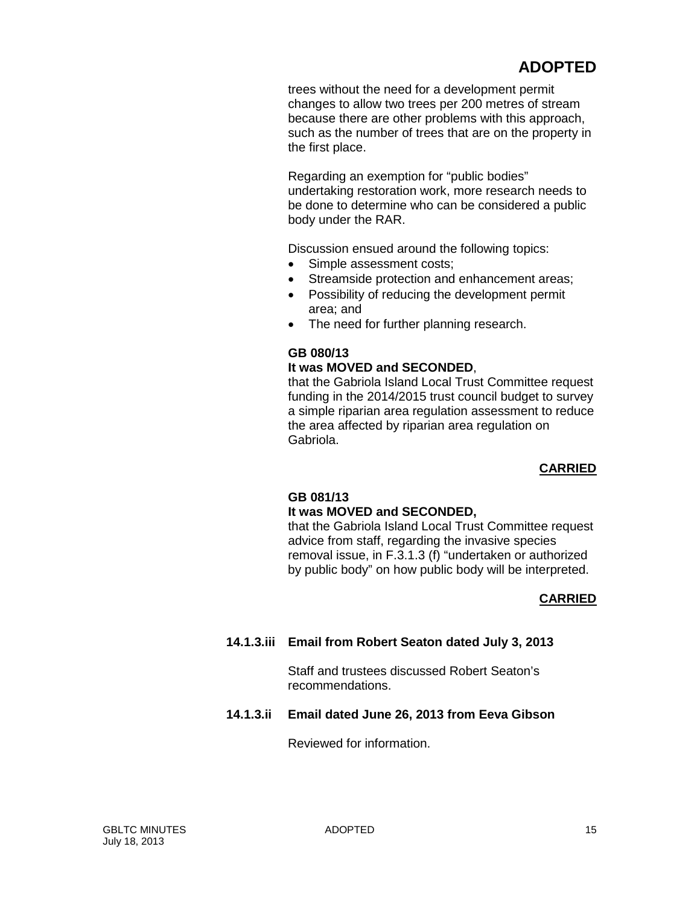**ADOPTED**

trees without the need for a development permit changes to allow two trees per 200 metres of stream because there are other problems with this approach, such as the number of trees that are on the property in the first place.

Regarding an exemption for "public bodies" undertaking restoration work, more research needs to be done to determine who can be considered a public body under the RAR.

Discussion ensued around the following topics:

- Simple assessment costs;
- Streamside protection and enhancement areas;
- Possibility of reducing the development permit area; and
- The need for further planning research.

**GB 080/13**
**It was MOVED and SECONDED**,
that the Gabriola Island Local Trust Committee request funding in the 2014/2015 trust council budget to survey a simple riparian area regulation assessment to reduce the area affected by riparian area regulation on Gabriola.

**CARRIED**

**GB 081/13**
**It was MOVED and SECONDED,**
that the Gabriola Island Local Trust Committee request advice from staff, regarding the invasive species removal issue, in F.3.1.3 (f) "undertaken or authorized by public body" on how public body will be interpreted.

**CARRIED**

**14.1.3.iii Email from Robert Seaton dated July 3, 2013**

Staff and trustees discussed Robert Seaton's recommendations.

**14.1.3.ii Email dated June 26, 2013 from Eeva Gibson**

Reviewed for information.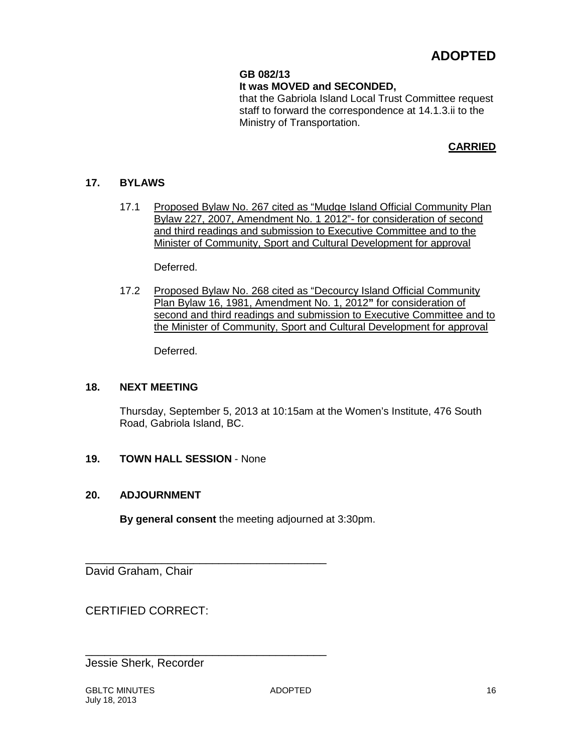**ADOPTED**

**GB 082/13**
**It was MOVED and SECONDED,**
that the Gabriola Island Local Trust Committee request staff to forward the correspondence at 14.1.3.ii to the Ministry of Transportation.

**CARRIED**

## 17. BYLAWS

17.1 Proposed Bylaw No. 267 cited as "Mudge Island Official Community Plan Bylaw 227, 2007, Amendment No. 1 2012"- for consideration of second and third readings and submission to Executive Committee and to the Minister of Community, Sport and Cultural Development for approval

Deferred.

17.2 Proposed Bylaw No. 268 cited as "Decourcy Island Official Community Plan Bylaw 16, 1981, Amendment No. 1, 2012" for consideration of second and third readings and submission to Executive Committee and to the Minister of Community, Sport and Cultural Development for approval

Deferred.

## 18. NEXT MEETING

Thursday, September 5, 2013 at 10:15am at the Women's Institute, 476 South Road, Gabriola Island, BC.

## 19. TOWN HALL SESSION - None

## 20. ADJOURNMENT

**By general consent** the meeting adjourned at 3:30pm.

\_\_\_\_\_\_\_\_\_\_\_\_\_\_\_\_\_\_\_\_\_\_\_\_\_\_\_\_\_\_\_\_\_\_\_\_\_\_\_\_
David Graham, Chair

CERTIFIED CORRECT:

\_\_\_\_\_\_\_\_\_\_\_\_\_\_\_\_\_\_\_\_\_\_\_\_\_\_\_\_\_\_\_\_\_\_\_\_\_\_\_\_
Jessie Sherk, Recorder